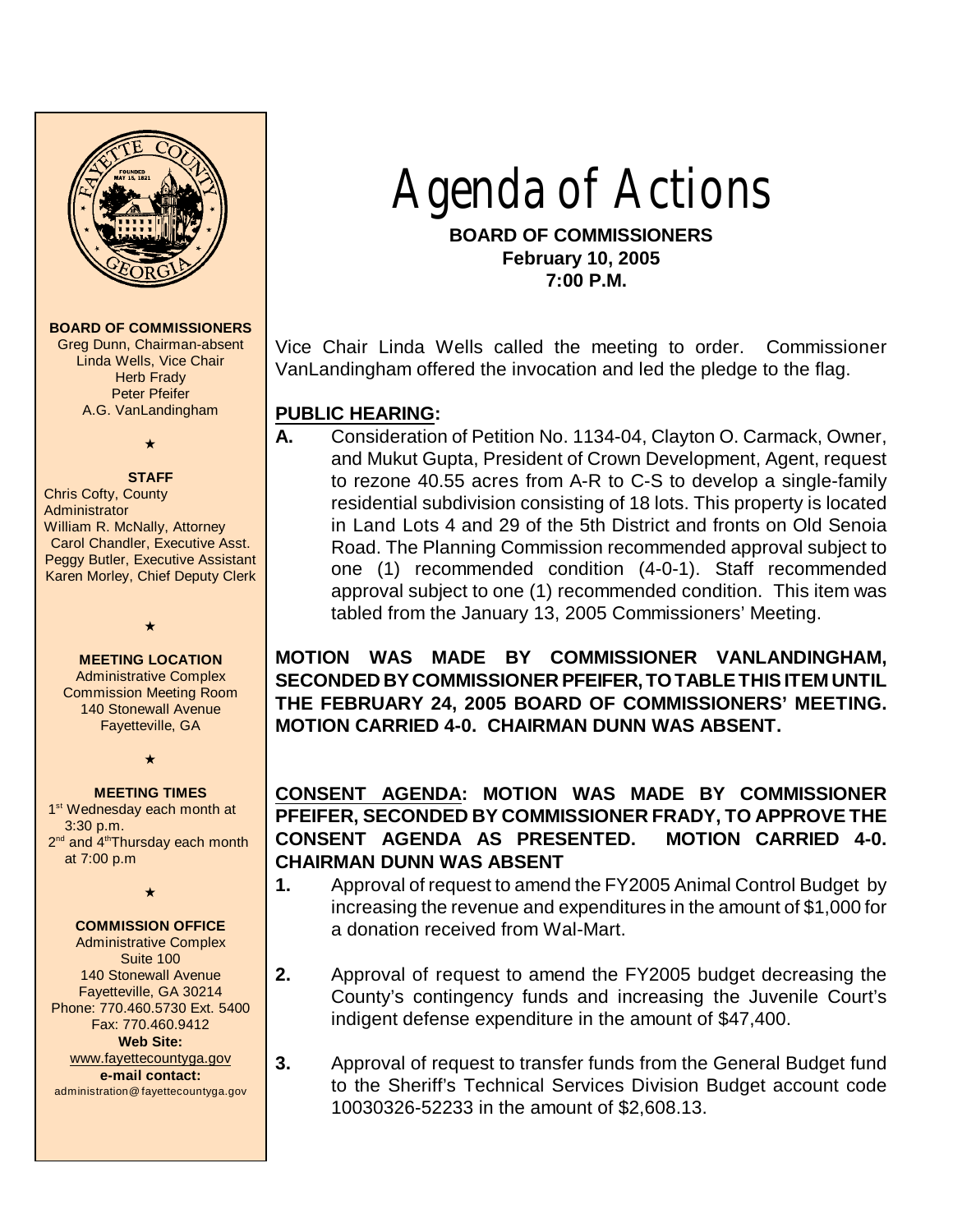# Agenda of Actions

**BOARD OF COMMISSIONERS**
**February 10, 2005**
**7:00 P.M.**

**BOARD OF COMMISSIONERS**
Greg Dunn, Chairman-absent
Linda Wells, Vice Chair
Herb Frady
Peter Pfeifer
A.G. VanLandingham

★

**STAFF**
Chris Cofty, County Administrator
William R. McNally, Attorney
Carol Chandler, Executive Asst.
Peggy Butler, Executive Assistant
Karen Morley, Chief Deputy Clerk

★

**MEETING LOCATION**
Administrative Complex
Commission Meeting Room
140 Stonewall Avenue
Fayetteville, GA

★

**MEETING TIMES**
1st Wednesday each month at 3:30 p.m.
2nd and 4th Thursday each month at 7:00 p.m

★

**COMMISSION OFFICE**
Administrative Complex
Suite 100
140 Stonewall Avenue
Fayetteville, GA 30214
Phone: 770.460.5730 Ext. 5400
Fax: 770.460.9412
**Web Site:**
www.fayettecountyga.gov
**e-mail contact:**
administration@fayettecountyga.gov

Vice Chair Linda Wells called the meeting to order. Commissioner VanLandingham offered the invocation and led the pledge to the flag.

## PUBLIC HEARING:

**A.** Consideration of Petition No. 1134-04, Clayton O. Carmack, Owner, and Mukut Gupta, President of Crown Development, Agent, request to rezone 40.55 acres from A-R to C-S to develop a single-family residential subdivision consisting of 18 lots. This property is located in Land Lots 4 and 29 of the 5th District and fronts on Old Senoia Road. The Planning Commission recommended approval subject to one (1) recommended condition (4-0-1). Staff recommended approval subject to one (1) recommended condition. This item was tabled from the January 13, 2005 Commissioners' Meeting.

**MOTION WAS MADE BY COMMISSIONER VANLANDINGHAM, SECONDED BY COMMISSIONER PFEIFER, TO TABLE THIS ITEM UNTIL THE FEBRUARY 24, 2005 BOARD OF COMMISSIONERS' MEETING. MOTION CARRIED 4-0. CHAIRMAN DUNN WAS ABSENT.**

**CONSENT AGENDA: MOTION WAS MADE BY COMMISSIONER PFEIFER, SECONDED BY COMMISSIONER FRADY, TO APPROVE THE CONSENT AGENDA AS PRESENTED. MOTION CARRIED 4-0. CHAIRMAN DUNN WAS ABSENT**

**1.** Approval of request to amend the FY2005 Animal Control Budget by increasing the revenue and expenditures in the amount of $1,000 for a donation received from Wal-Mart.

**2.** Approval of request to amend the FY2005 budget decreasing the County's contingency funds and increasing the Juvenile Court's indigent defense expenditure in the amount of $47,400.

**3.** Approval of request to transfer funds from the General Budget fund to the Sheriff's Technical Services Division Budget account code 10030326-52233 in the amount of $2,608.13.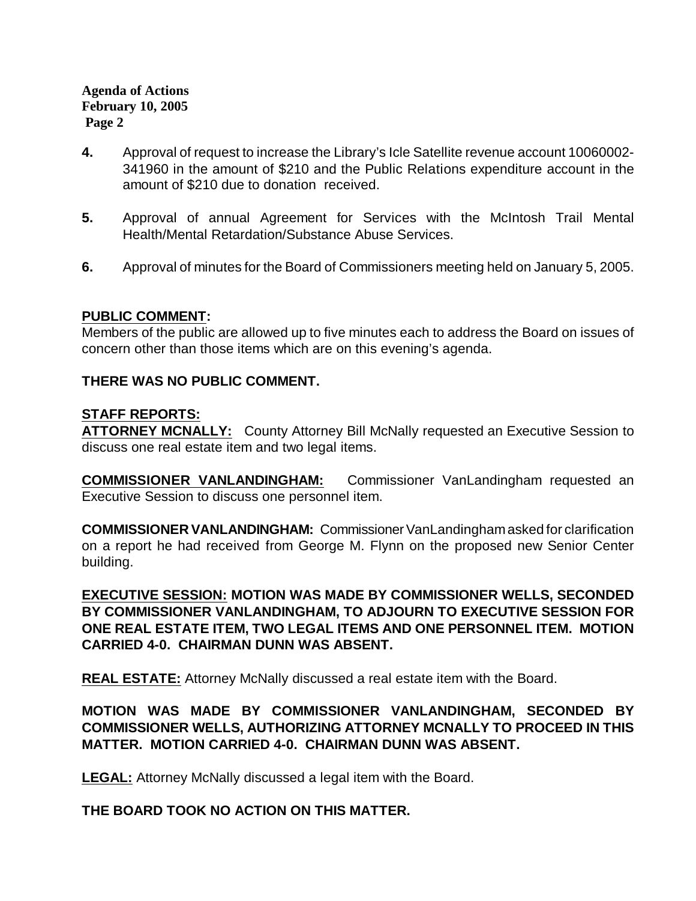**4.** Approval of request to increase the Library's Icle Satellite revenue account 10060002-341960 in the amount of $210 and the Public Relations expenditure account in the amount of $210 due to donation received.

**5.** Approval of annual Agreement for Services with the McIntosh Trail Mental Health/Mental Retardation/Substance Abuse Services.

**6.** Approval of minutes for the Board of Commissioners meeting held on January 5, 2005.

**PUBLIC COMMENT:**
Members of the public are allowed up to five minutes each to address the Board on issues of concern other than those items which are on this evening's agenda.

**THERE WAS NO PUBLIC COMMENT.**

**STAFF REPORTS:**
**ATTORNEY MCNALLY:** County Attorney Bill McNally requested an Executive Session to discuss one real estate item and two legal items.

**COMMISSIONER VANLANDINGHAM:** Commissioner VanLandingham requested an Executive Session to discuss one personnel item.

**COMMISSIONER VANLANDINGHAM:** Commissioner VanLandingham asked for clarification on a report he had received from George M. Flynn on the proposed new Senior Center building.

**EXECUTIVE SESSION: MOTION WAS MADE BY COMMISSIONER WELLS, SECONDED BY COMMISSIONER VANLANDINGHAM, TO ADJOURN TO EXECUTIVE SESSION FOR ONE REAL ESTATE ITEM, TWO LEGAL ITEMS AND ONE PERSONNEL ITEM. MOTION CARRIED 4-0. CHAIRMAN DUNN WAS ABSENT.**

**REAL ESTATE:** Attorney McNally discussed a real estate item with the Board.

**MOTION WAS MADE BY COMMISSIONER VANLANDINGHAM, SECONDED BY COMMISSIONER WELLS, AUTHORIZING ATTORNEY MCNALLY TO PROCEED IN THIS MATTER. MOTION CARRIED 4-0. CHAIRMAN DUNN WAS ABSENT.**

**LEGAL:** Attorney McNally discussed a legal item with the Board.

**THE BOARD TOOK NO ACTION ON THIS MATTER.**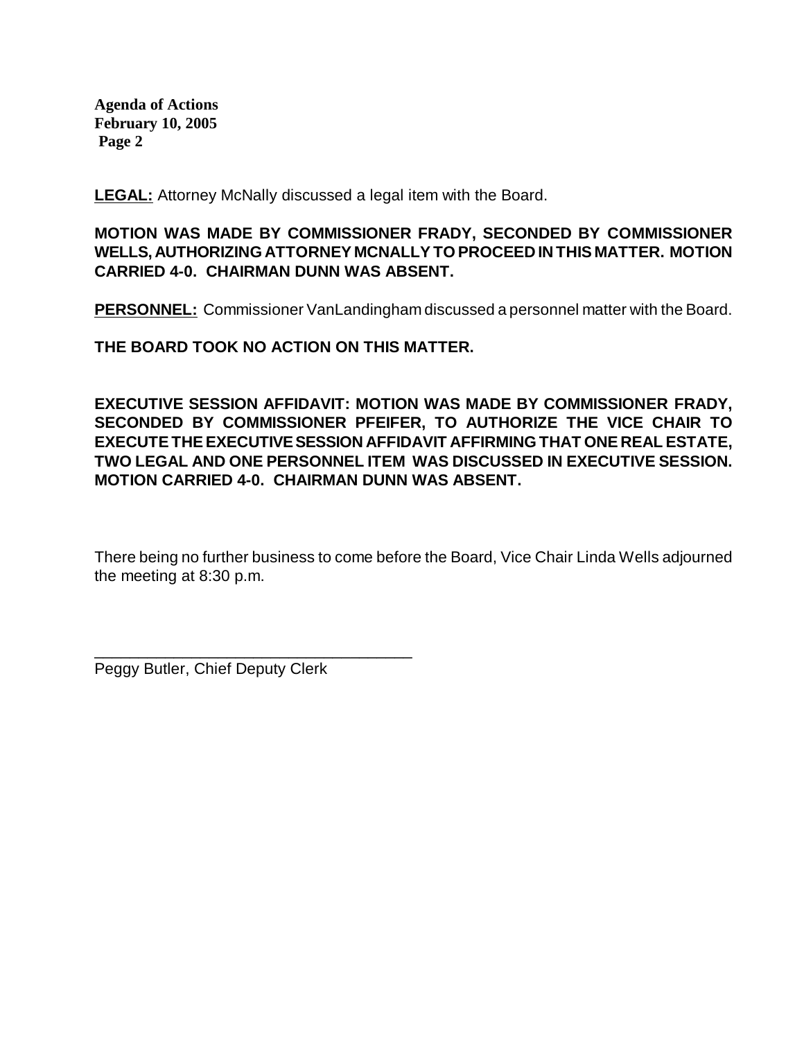**LEGAL:** Attorney McNally discussed a legal item with the Board.

**MOTION WAS MADE BY COMMISSIONER FRADY, SECONDED BY COMMISSIONER WELLS, AUTHORIZING ATTORNEY MCNALLY TO PROCEED IN THIS MATTER. MOTION CARRIED 4-0. CHAIRMAN DUNN WAS ABSENT.**

**PERSONNEL:** Commissioner VanLandingham discussed a personnel matter with the Board.

**THE BOARD TOOK NO ACTION ON THIS MATTER.**

**EXECUTIVE SESSION AFFIDAVIT: MOTION WAS MADE BY COMMISSIONER FRADY, SECONDED BY COMMISSIONER PFEIFER, TO AUTHORIZE THE VICE CHAIR TO EXECUTE THE EXECUTIVE SESSION AFFIDAVIT AFFIRMING THAT ONE REAL ESTATE, TWO LEGAL AND ONE PERSONNEL ITEM WAS DISCUSSED IN EXECUTIVE SESSION. MOTION CARRIED 4-0. CHAIRMAN DUNN WAS ABSENT.**

There being no further business to come before the Board, Vice Chair Linda Wells adjourned the meeting at 8:30 p.m.

\_\_\_\_\_\_\_\_\_\_\_\_\_\_\_\_\_\_\_\_\_\_\_\_\_\_\_\_\_\_\_\_\_\_\_\_

Peggy Butler, Chief Deputy Clerk